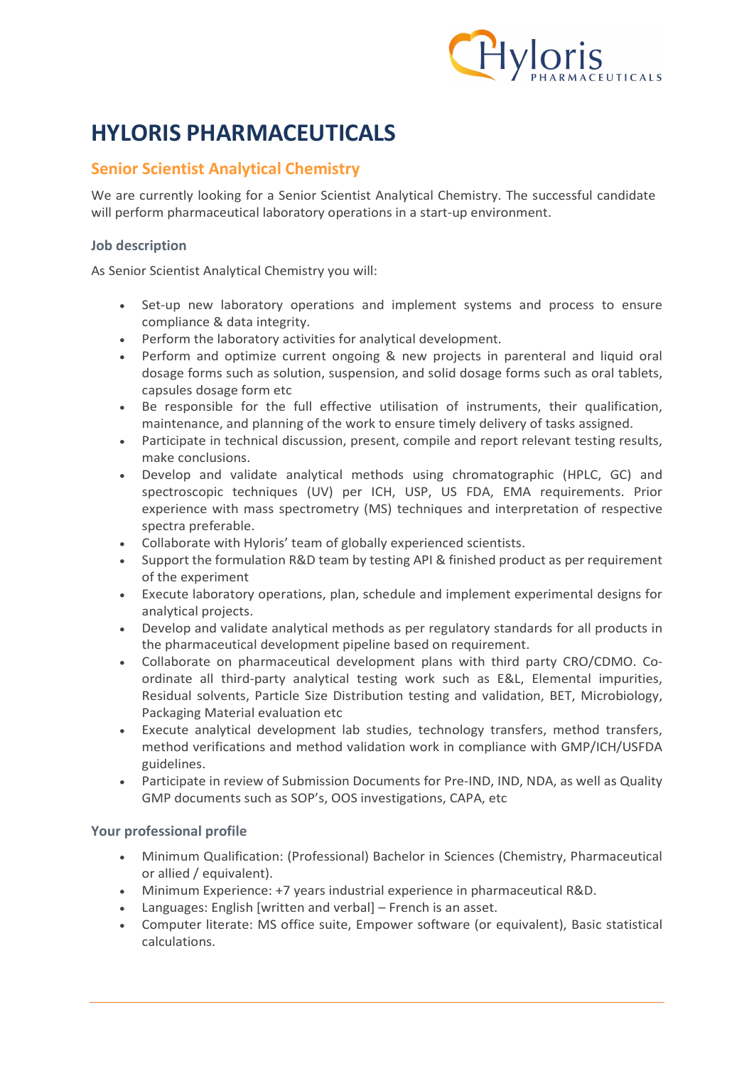# HYLORIS PHARMACEUTICALS

## Senior Scientist Analytical Chemistry

We are currently looking for a Senior Scientist Analytical Chemistry. The successful candidate will perform pharmaceutical laboratory operations in a start-up environment.

### Job description

As Senior Scientist Analytical Chemistry you will:

- Set-up new laboratory operations and implement systems and process to ensure compliance & data integrity.
- Perform the laboratory activities for analytical development.
- Perform and optimize current ongoing & new projects in parenteral and liquid oral dosage forms such as solution, suspension, and solid dosage forms such as oral tablets, capsules dosage form etc
- Be responsible for the full effective utilisation of instruments, their qualification, maintenance, and planning of the work to ensure timely delivery of tasks assigned.
- Participate in technical discussion, present, compile and report relevant testing results, make conclusions.
- Develop and validate analytical methods using chromatographic (HPLC, GC) and spectroscopic techniques (UV) per ICH, USP, US FDA, EMA requirements. Prior experience with mass spectrometry (MS) techniques and interpretation of respective spectra preferable.
- Collaborate with Hyloris' team of globally experienced scientists.
- Support the formulation R&D team by testing API & finished product as per requirement of the experiment
- Execute laboratory operations, plan, schedule and implement experimental designs for analytical projects.
- Develop and validate analytical methods as per regulatory standards for all products in the pharmaceutical development pipeline based on requirement.
- Collaborate on pharmaceutical development plans with third party CRO/CDMO. Co-ordinate all third-party analytical testing work such as E&L, Elemental impurities, Residual solvents, Particle Size Distribution testing and validation, BET, Microbiology, Packaging Material evaluation etc
- Execute analytical development lab studies, technology transfers, method transfers, method verifications and method validation work in compliance with GMP/ICH/USFDA guidelines.
- Participate in review of Submission Documents for Pre-IND, IND, NDA, as well as Quality GMP documents such as SOP's, OOS investigations, CAPA, etc

### Your professional profile

- Minimum Qualification: (Professional) Bachelor in Sciences (Chemistry, Pharmaceutical or allied / equivalent).
- Minimum Experience: +7 years industrial experience in pharmaceutical R&D.
- Languages: English [written and verbal] – French is an asset.
- Computer literate: MS office suite, Empower software (or equivalent), Basic statistical calculations.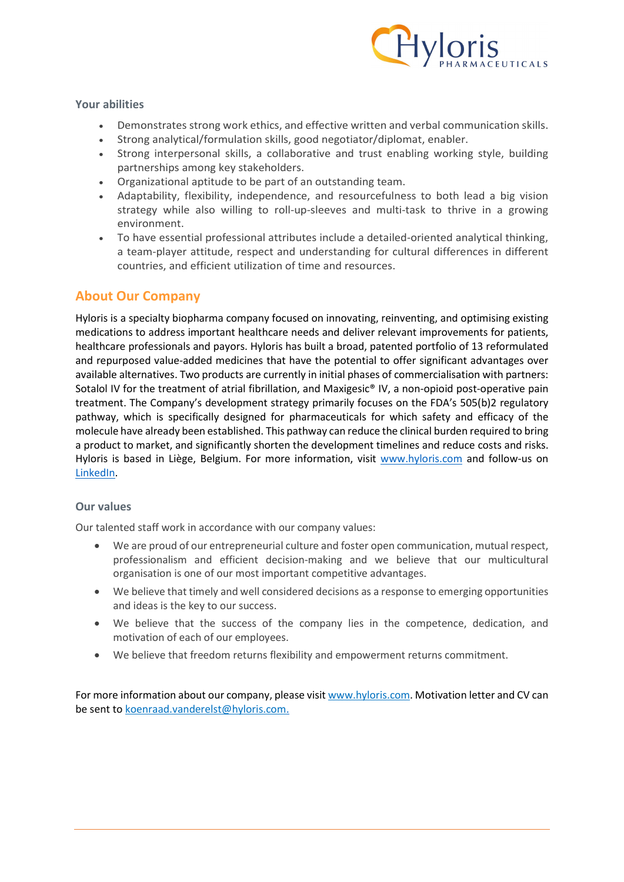### Your abilities

- Demonstrates strong work ethics, and effective written and verbal communication skills.
- Strong analytical/formulation skills, good negotiator/diplomat, enabler.
- Strong interpersonal skills, a collaborative and trust enabling working style, building partnerships among key stakeholders.
- Organizational aptitude to be part of an outstanding team.
- Adaptability, flexibility, independence, and resourcefulness to both lead a big vision strategy while also willing to roll-up-sleeves and multi-task to thrive in a growing environment.
- To have essential professional attributes include a detailed-oriented analytical thinking, a team-player attitude, respect and understanding for cultural differences in different countries, and efficient utilization of time and resources.

## About Our Company

Hyloris is a specialty biopharma company focused on innovating, reinventing, and optimising existing medications to address important healthcare needs and deliver relevant improvements for patients, healthcare professionals and payors. Hyloris has built a broad, patented portfolio of 13 reformulated and repurposed value-added medicines that have the potential to offer significant advantages over available alternatives. Two products are currently in initial phases of commercialisation with partners: Sotalol IV for the treatment of atrial fibrillation, and Maxigesic® IV, a non-opioid post-operative pain treatment. The Company's development strategy primarily focuses on the FDA's 505(b)2 regulatory pathway, which is specifically designed for pharmaceuticals for which safety and efficacy of the molecule have already been established. This pathway can reduce the clinical burden required to bring a product to market, and significantly shorten the development timelines and reduce costs and risks. Hyloris is based in Liège, Belgium. For more information, visit www.hyloris.com and follow-us on LinkedIn.

### Our values

Our talented staff work in accordance with our company values:

- We are proud of our entrepreneurial culture and foster open communication, mutual respect, professionalism and efficient decision-making and we believe that our multicultural organisation is one of our most important competitive advantages.
- We believe that timely and well considered decisions as a response to emerging opportunities and ideas is the key to our success.
- We believe that the success of the company lies in the competence, dedication, and motivation of each of our employees.
- We believe that freedom returns flexibility and empowerment returns commitment.

For more information about our company, please visit www.hyloris.com. Motivation letter and CV can be sent to koenraad.vanderelst@hyloris.com.